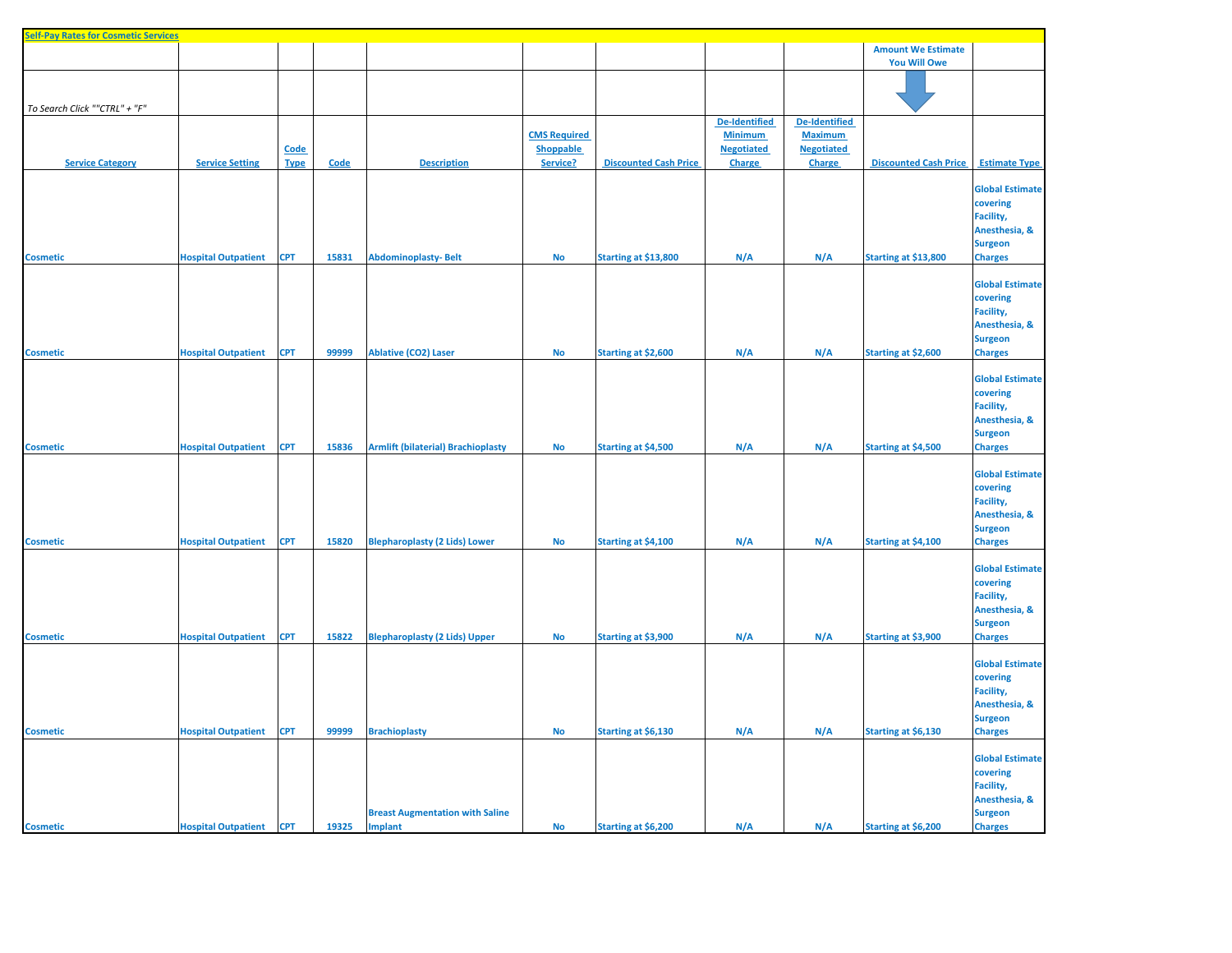**Self-Pay Rates for Cosmetic Services**

*To Search Click ""CTRL" + "F"*

| Service Category | Service Setting | Code Type | Code | Description | CMS Required Shoppable Service? | Discounted Cash Price | De-Identified Minimum Negotiated Charge | De-Identified Maximum Negotiated Charge | Amount We Estimate You Will Owe: Discounted Cash Price | Estimate Type |
|---|---|---|---|---|---|---|---|---|---|---|
| Cosmetic | Hospital Outpatient | CPT | 15831 | Abdominoplasty- Belt | No | Starting at $13,800 | N/A | N/A | Starting at $13,800 | Global Estimate covering Facility, Anesthesia, & Surgeon Charges |
| Cosmetic | Hospital Outpatient | CPT | 99999 | Ablative (CO2) Laser | No | Starting at $2,600 | N/A | N/A | Starting at $2,600 | Global Estimate covering Facility, Anesthesia, & Surgeon Charges |
| Cosmetic | Hospital Outpatient | CPT | 15836 | Armlift (bilaterial) Brachioplasty | No | Starting at $4,500 | N/A | N/A | Starting at $4,500 | Global Estimate covering Facility, Anesthesia, & Surgeon Charges |
| Cosmetic | Hospital Outpatient | CPT | 15820 | Blepharoplasty (2 Lids) Lower | No | Starting at $4,100 | N/A | N/A | Starting at $4,100 | Global Estimate covering Facility, Anesthesia, & Surgeon Charges |
| Cosmetic | Hospital Outpatient | CPT | 15822 | Blepharoplasty (2 Lids) Upper | No | Starting at $3,900 | N/A | N/A | Starting at $3,900 | Global Estimate covering Facility, Anesthesia, & Surgeon Charges |
| Cosmetic | Hospital Outpatient | CPT | 99999 | Brachioplasty | No | Starting at $6,130 | N/A | N/A | Starting at $6,130 | Global Estimate covering Facility, Anesthesia, & Surgeon Charges |
| Cosmetic | Hospital Outpatient | CPT | 19325 | Breast Augmentation with Saline Implant | No | Starting at $6,200 | N/A | N/A | Starting at $6,200 | Global Estimate covering Facility, Anesthesia, & Surgeon Charges |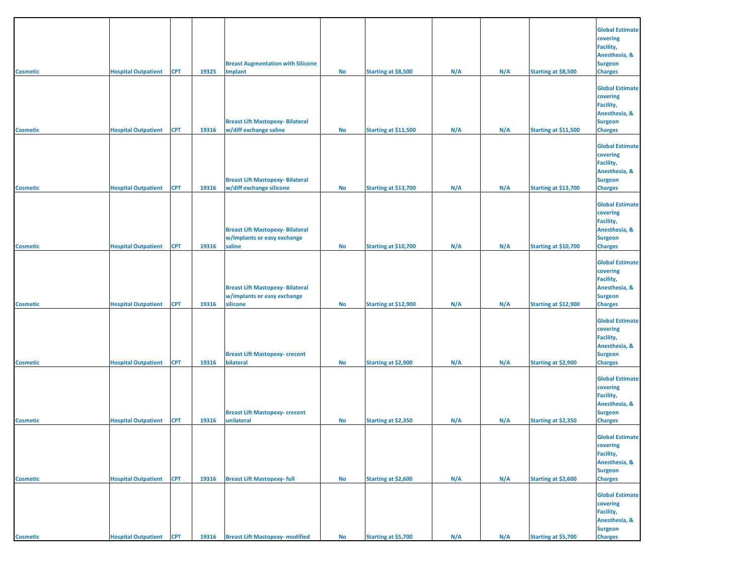| | | | | | | | | | | |
|---|---|---|---|---|---|---|---|---|---|---|
| Cosmetic | Hospital Outpatient | CPT | 19325 | Breast Augmentation with Silicone Implant | No | Starting at $8,500 | N/A | N/A | Starting at $8,500 | Global Estimate covering Facility, Anesthesia, & Surgeon Charges |
| Cosmetic | Hospital Outpatient | CPT | 19316 | Breast Lift Mastopexy- Bilateral w/diff exchange saline | No | Starting at $11,500 | N/A | N/A | Starting at $11,500 | Global Estimate covering Facility, Anesthesia, & Surgeon Charges |
| Cosmetic | Hospital Outpatient | CPT | 19316 | Breast Lift Mastopexy- Bilateral w/diff exchange silicone | No | Starting at $13,700 | N/A | N/A | Starting at $13,700 | Global Estimate covering Facility, Anesthesia, & Surgeon Charges |
| Cosmetic | Hospital Outpatient | CPT | 19316 | Breast Lift Mastopexy- Bilateral w/implants or easy exchange saline | No | Starting at $10,700 | N/A | N/A | Starting at $10,700 | Global Estimate covering Facility, Anesthesia, & Surgeon Charges |
| Cosmetic | Hospital Outpatient | CPT | 19316 | Breast Lift Mastopexy- Bilateral w/implants or easy exchange silicone | No | Starting at $12,900 | N/A | N/A | Starting at $12,900 | Global Estimate covering Facility, Anesthesia, & Surgeon Charges |
| Cosmetic | Hospital Outpatient | CPT | 19316 | Breast Lift Mastopexy- crecent bilateral | No | Starting at $2,900 | N/A | N/A | Starting at $2,900 | Global Estimate covering Facility, Anesthesia, & Surgeon Charges |
| Cosmetic | Hospital Outpatient | CPT | 19316 | Breast Lift Mastopexy- crecent unilateral | No | Starting at $2,350 | N/A | N/A | Starting at $2,350 | Global Estimate covering Facility, Anesthesia, & Surgeon Charges |
| Cosmetic | Hospital Outpatient | CPT | 19316 | Breast Lift Mastopexy- full | No | Starting at $2,600 | N/A | N/A | Starting at $2,600 | Global Estimate covering Facility, Anesthesia, & Surgeon Charges |
| Cosmetic | Hospital Outpatient | CPT | 19316 | Breast Lift Mastopexy- modified | No | Starting at $5,700 | N/A | N/A | Starting at $5,700 | Global Estimate covering Facility, Anesthesia, & Surgeon Charges |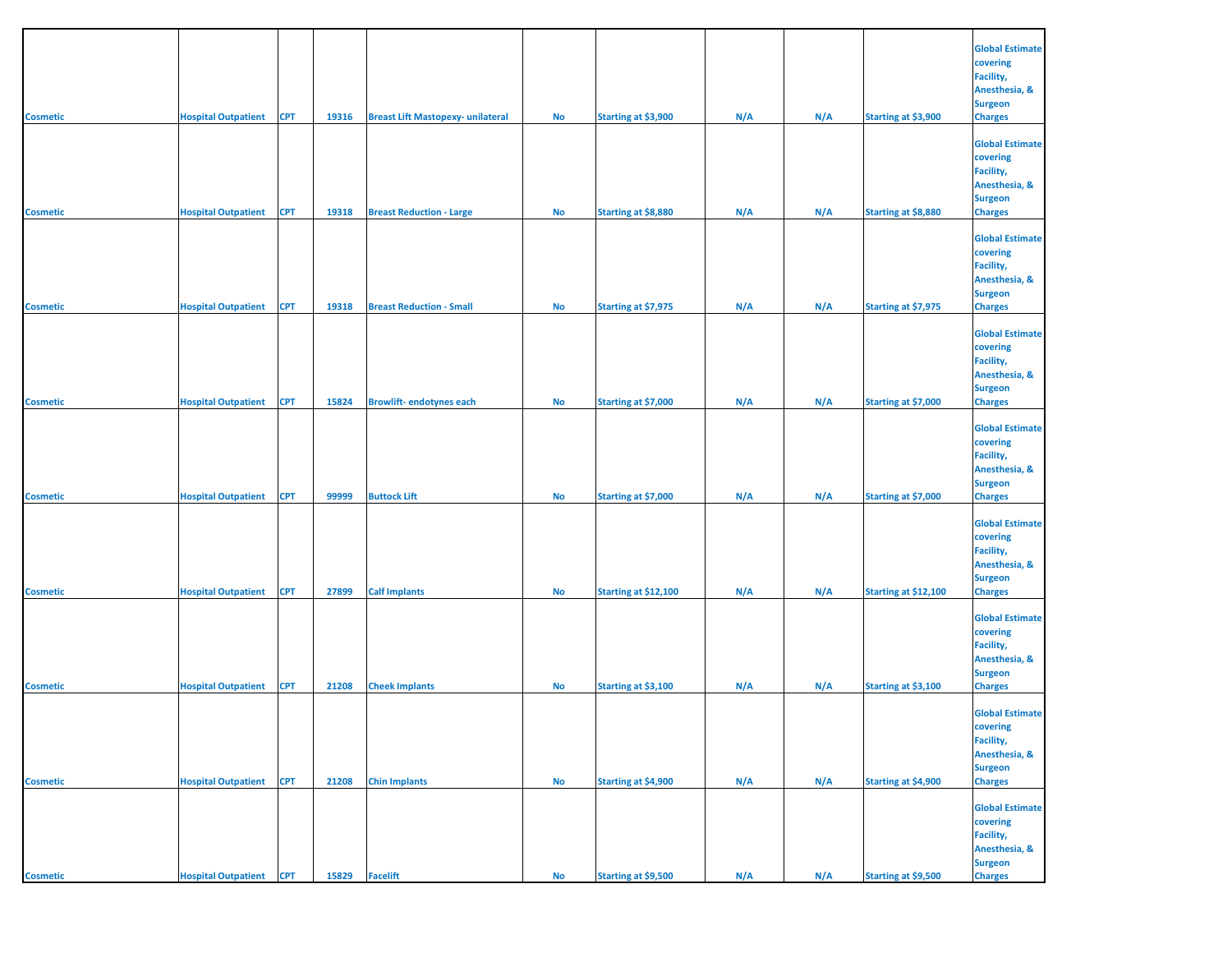| | | | | | | | | | | |
|---|---|---|---|---|---|---|---|---|---|---|
| Cosmetic | Hospital Outpatient | CPT | 19316 | Breast Lift Mastopexy- unilateral | No | Starting at $3,900 | N/A | N/A | Starting at $3,900 | Global Estimate covering Facility, Anesthesia, & Surgeon Charges |
| Cosmetic | Hospital Outpatient | CPT | 19318 | Breast Reduction - Large | No | Starting at $8,880 | N/A | N/A | Starting at $8,880 | Global Estimate covering Facility, Anesthesia, & Surgeon Charges |
| Cosmetic | Hospital Outpatient | CPT | 19318 | Breast Reduction - Small | No | Starting at $7,975 | N/A | N/A | Starting at $7,975 | Global Estimate covering Facility, Anesthesia, & Surgeon Charges |
| Cosmetic | Hospital Outpatient | CPT | 15824 | Browlift- endotynes each | No | Starting at $7,000 | N/A | N/A | Starting at $7,000 | Global Estimate covering Facility, Anesthesia, & Surgeon Charges |
| Cosmetic | Hospital Outpatient | CPT | 99999 | Buttock Lift | No | Starting at $7,000 | N/A | N/A | Starting at $7,000 | Global Estimate covering Facility, Anesthesia, & Surgeon Charges |
| Cosmetic | Hospital Outpatient | CPT | 27899 | Calf Implants | No | Starting at $12,100 | N/A | N/A | Starting at $12,100 | Global Estimate covering Facility, Anesthesia, & Surgeon Charges |
| Cosmetic | Hospital Outpatient | CPT | 21208 | Cheek Implants | No | Starting at $3,100 | N/A | N/A | Starting at $3,100 | Global Estimate covering Facility, Anesthesia, & Surgeon Charges |
| Cosmetic | Hospital Outpatient | CPT | 21208 | Chin Implants | No | Starting at $4,900 | N/A | N/A | Starting at $4,900 | Global Estimate covering Facility, Anesthesia, & Surgeon Charges |
| Cosmetic | Hospital Outpatient | CPT | 15829 | Facelift | No | Starting at $9,500 | N/A | N/A | Starting at $9,500 | Global Estimate covering Facility, Anesthesia, & Surgeon Charges |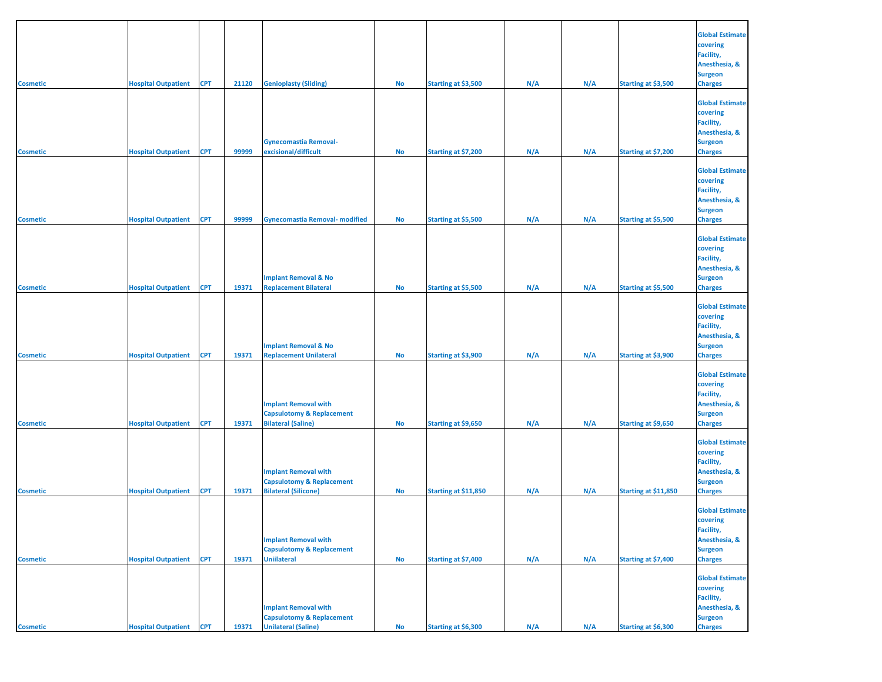| | | | | | | | | | | |
|---|---|---|---|---|---|---|---|---|---|---|
| Cosmetic | Hospital Outpatient | CPT | 21120 | Genioplasty (Sliding) | No | Starting at $3,500 | N/A | N/A | Starting at $3,500 | Global Estimate covering Facility, Anesthesia, & Surgeon Charges |
| Cosmetic | Hospital Outpatient | CPT | 99999 | Gynecomastia Removal- excisional/difficult | No | Starting at $7,200 | N/A | N/A | Starting at $7,200 | Global Estimate covering Facility, Anesthesia, & Surgeon Charges |
| Cosmetic | Hospital Outpatient | CPT | 99999 | Gynecomastia Removal- modified | No | Starting at $5,500 | N/A | N/A | Starting at $5,500 | Global Estimate covering Facility, Anesthesia, & Surgeon Charges |
| Cosmetic | Hospital Outpatient | CPT | 19371 | Implant Removal & No Replacement Bilateral | No | Starting at $5,500 | N/A | N/A | Starting at $5,500 | Global Estimate covering Facility, Anesthesia, & Surgeon Charges |
| Cosmetic | Hospital Outpatient | CPT | 19371 | Implant Removal & No Replacement Unilateral | No | Starting at $3,900 | N/A | N/A | Starting at $3,900 | Global Estimate covering Facility, Anesthesia, & Surgeon Charges |
| Cosmetic | Hospital Outpatient | CPT | 19371 | Implant Removal with Capsulotomy & Replacement Bilateral (Saline) | No | Starting at $9,650 | N/A | N/A | Starting at $9,650 | Global Estimate covering Facility, Anesthesia, & Surgeon Charges |
| Cosmetic | Hospital Outpatient | CPT | 19371 | Implant Removal with Capsulotomy & Replacement Bilateral (Silicone) | No | Starting at $11,850 | N/A | N/A | Starting at $11,850 | Global Estimate covering Facility, Anesthesia, & Surgeon Charges |
| Cosmetic | Hospital Outpatient | CPT | 19371 | Implant Removal with Capsulotomy & Replacement Uniilateral | No | Starting at $7,400 | N/A | N/A | Starting at $7,400 | Global Estimate covering Facility, Anesthesia, & Surgeon Charges |
| Cosmetic | Hospital Outpatient | CPT | 19371 | Implant Removal with Capsulotomy & Replacement Unilateral (Saline) | No | Starting at $6,300 | N/A | N/A | Starting at $6,300 | Global Estimate covering Facility, Anesthesia, & Surgeon Charges |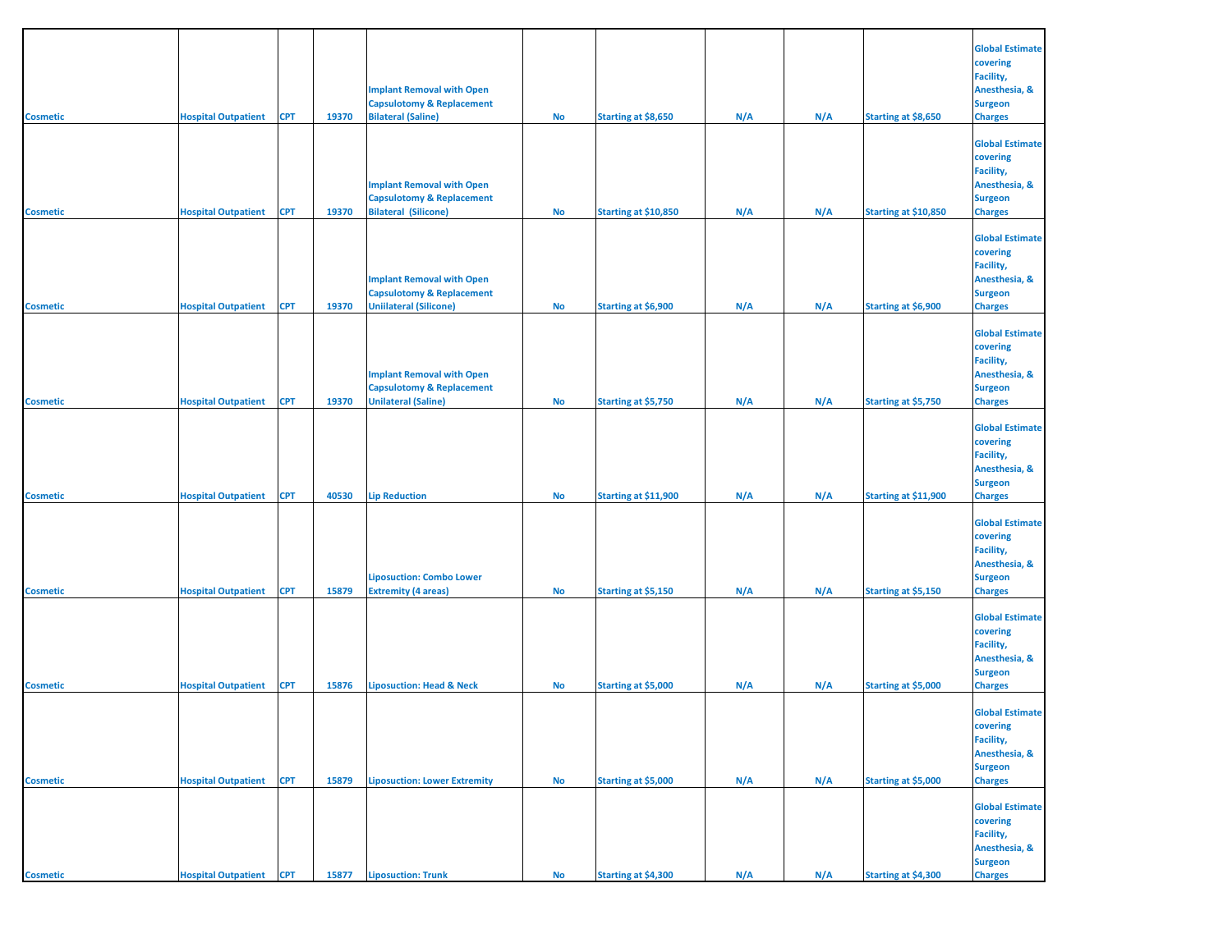| | | | | | | | | | | |
|---|---|---|---|---|---|---|---|---|---|---|
| Cosmetic | Hospital Outpatient | CPT | 19370 | Implant Removal with Open Capsulotomy & Replacement Bilateral (Saline) | No | Starting at $8,650 | N/A | N/A | Starting at $8,650 | Global Estimate covering Facility, Anesthesia, & Surgeon Charges |
| Cosmetic | Hospital Outpatient | CPT | 19370 | Implant Removal with Open Capsulotomy & Replacement Bilateral (Silicone) | No | Starting at $10,850 | N/A | N/A | Starting at $10,850 | Global Estimate covering Facility, Anesthesia, & Surgeon Charges |
| Cosmetic | Hospital Outpatient | CPT | 19370 | Implant Removal with Open Capsulotomy & Replacement Uniilateral (Silicone) | No | Starting at $6,900 | N/A | N/A | Starting at $6,900 | Global Estimate covering Facility, Anesthesia, & Surgeon Charges |
| Cosmetic | Hospital Outpatient | CPT | 19370 | Implant Removal with Open Capsulotomy & Replacement Unilateral (Saline) | No | Starting at $5,750 | N/A | N/A | Starting at $5,750 | Global Estimate covering Facility, Anesthesia, & Surgeon Charges |
| Cosmetic | Hospital Outpatient | CPT | 40530 | Lip Reduction | No | Starting at $11,900 | N/A | N/A | Starting at $11,900 | Global Estimate covering Facility, Anesthesia, & Surgeon Charges |
| Cosmetic | Hospital Outpatient | CPT | 15879 | Liposuction: Combo Lower Extremity (4 areas) | No | Starting at $5,150 | N/A | N/A | Starting at $5,150 | Global Estimate covering Facility, Anesthesia, & Surgeon Charges |
| Cosmetic | Hospital Outpatient | CPT | 15876 | Liposuction: Head & Neck | No | Starting at $5,000 | N/A | N/A | Starting at $5,000 | Global Estimate covering Facility, Anesthesia, & Surgeon Charges |
| Cosmetic | Hospital Outpatient | CPT | 15879 | Liposuction: Lower Extremity | No | Starting at $5,000 | N/A | N/A | Starting at $5,000 | Global Estimate covering Facility, Anesthesia, & Surgeon Charges |
| Cosmetic | Hospital Outpatient | CPT | 15877 | Liposuction: Trunk | No | Starting at $4,300 | N/A | N/A | Starting at $4,300 | Global Estimate covering Facility, Anesthesia, & Surgeon Charges |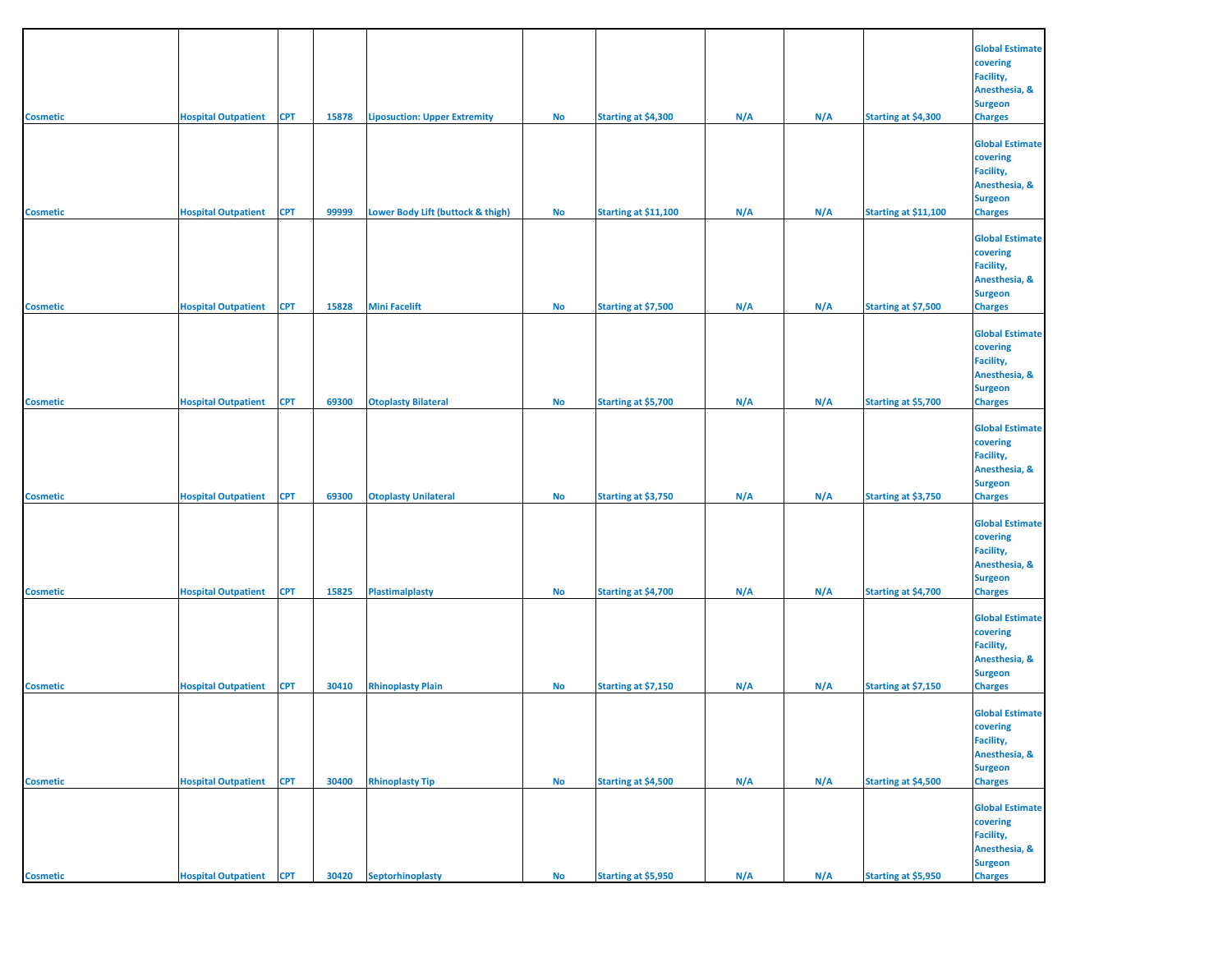| | | | | | | | | | | |
|---|---|---|---|---|---|---|---|---|---|---|
| Cosmetic | Hospital Outpatient | CPT | 15878 | Liposuction: Upper Extremity | No | Starting at $4,300 | N/A | N/A | Starting at $4,300 | Global Estimate covering Facility, Anesthesia, & Surgeon Charges |
| Cosmetic | Hospital Outpatient | CPT | 99999 | Lower Body Lift (buttock & thigh) | No | Starting at $11,100 | N/A | N/A | Starting at $11,100 | Global Estimate covering Facility, Anesthesia, & Surgeon Charges |
| Cosmetic | Hospital Outpatient | CPT | 15828 | Mini Facelift | No | Starting at $7,500 | N/A | N/A | Starting at $7,500 | Global Estimate covering Facility, Anesthesia, & Surgeon Charges |
| Cosmetic | Hospital Outpatient | CPT | 69300 | Otoplasty Bilateral | No | Starting at $5,700 | N/A | N/A | Starting at $5,700 | Global Estimate covering Facility, Anesthesia, & Surgeon Charges |
| Cosmetic | Hospital Outpatient | CPT | 69300 | Otoplasty Unilateral | No | Starting at $3,750 | N/A | N/A | Starting at $3,750 | Global Estimate covering Facility, Anesthesia, & Surgeon Charges |
| Cosmetic | Hospital Outpatient | CPT | 15825 | Plastimalplasty | No | Starting at $4,700 | N/A | N/A | Starting at $4,700 | Global Estimate covering Facility, Anesthesia, & Surgeon Charges |
| Cosmetic | Hospital Outpatient | CPT | 30410 | Rhinoplasty Plain | No | Starting at $7,150 | N/A | N/A | Starting at $7,150 | Global Estimate covering Facility, Anesthesia, & Surgeon Charges |
| Cosmetic | Hospital Outpatient | CPT | 30400 | Rhinoplasty Tip | No | Starting at $4,500 | N/A | N/A | Starting at $4,500 | Global Estimate covering Facility, Anesthesia, & Surgeon Charges |
| Cosmetic | Hospital Outpatient | CPT | 30420 | Septorhinoplasty | No | Starting at $5,950 | N/A | N/A | Starting at $5,950 | Global Estimate covering Facility, Anesthesia, & Surgeon Charges |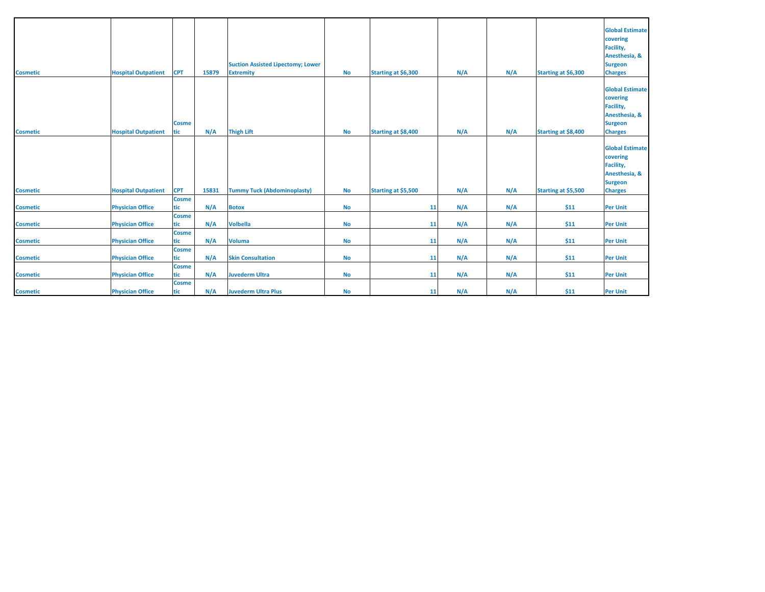| | | | | | | | | | | |
|---|---|---|---|---|---|---|---|---|---|---|
| Cosmetic | Hospital Outpatient | CPT | 15879 | Suction Assisted Lipectomy; Lower Extremity | No | Starting at $6,300 | N/A | N/A | Starting at $6,300 | Global Estimate covering Facility, Anesthesia, & Surgeon Charges |
| Cosmetic | Hospital Outpatient | Cosmetic | N/A | Thigh Lift | No | Starting at $8,400 | N/A | N/A | Starting at $8,400 | Global Estimate covering Facility, Anesthesia, & Surgeon Charges |
| Cosmetic | Hospital Outpatient | CPT | 15831 | Tummy Tuck (Abdominoplasty) | No | Starting at $5,500 | N/A | N/A | Starting at $5,500 | Global Estimate covering Facility, Anesthesia, & Surgeon Charges |
| Cosmetic | Physician Office | Cosmetic | N/A | Botox | No | 11 | N/A | N/A | $11 | Per Unit |
| Cosmetic | Physician Office | Cosmetic | N/A | Volbella | No | 11 | N/A | N/A | $11 | Per Unit |
| Cosmetic | Physician Office | Cosmetic | N/A | Voluma | No | 11 | N/A | N/A | $11 | Per Unit |
| Cosmetic | Physician Office | Cosmetic | N/A | Skin Consultation | No | 11 | N/A | N/A | $11 | Per Unit |
| Cosmetic | Physician Office | Cosmetic | N/A | Juvederm Ultra | No | 11 | N/A | N/A | $11 | Per Unit |
| Cosmetic | Physician Office | Cosmetic | N/A | Juvederm Ultra Plus | No | 11 | N/A | N/A | $11 | Per Unit |